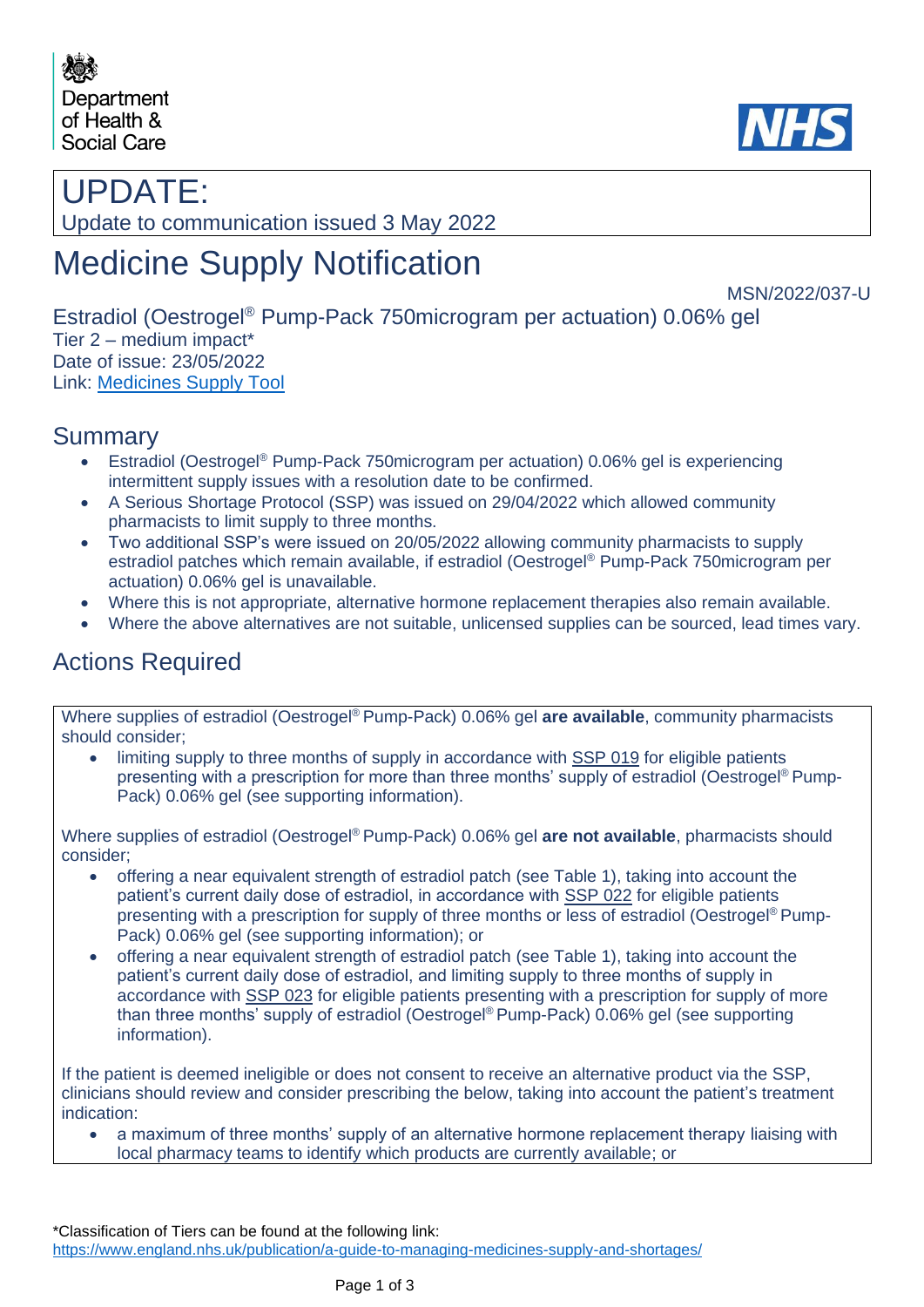Department of Health & Social Care

NHS

# UPDATE:

Update to communication issued 3 May 2022

# Medicine Supply Notification

MSN/2022/037-U

Estradiol (Oestrogel® Pump-Pack 750microgram per actuation) 0.06% gel
Tier 2 – medium impact*
Date of issue: 23/05/2022
Link: [Medicines Supply Tool]

## Summary

- Estradiol (Oestrogel® Pump-Pack 750microgram per actuation) 0.06% gel is experiencing intermittent supply issues with a resolution date to be confirmed.
- A Serious Shortage Protocol (SSP) was issued on 29/04/2022 which allowed community pharmacists to limit supply to three months.
- Two additional SSP's were issued on 20/05/2022 allowing community pharmacists to supply estradiol patches which remain available, if estradiol (Oestrogel® Pump-Pack 750microgram per actuation) 0.06% gel is unavailable.
- Where this is not appropriate, alternative hormone replacement therapies also remain available.
- Where the above alternatives are not suitable, unlicensed supplies can be sourced, lead times vary.

## Actions Required

Where supplies of estradiol (Oestrogel® Pump-Pack) 0.06% gel **are available**, community pharmacists should consider;

- limiting supply to three months of supply in accordance with SSP 019 for eligible patients presenting with a prescription for more than three months' supply of estradiol (Oestrogel® Pump-Pack) 0.06% gel (see supporting information).

Where supplies of estradiol (Oestrogel® Pump-Pack) 0.06% gel **are not available**, pharmacists should consider;

- offering a near equivalent strength of estradiol patch (see Table 1), taking into account the patient's current daily dose of estradiol, in accordance with SSP 022 for eligible patients presenting with a prescription for supply of three months or less of estradiol (Oestrogel® Pump-Pack) 0.06% gel (see supporting information); or
- offering a near equivalent strength of estradiol patch (see Table 1), taking into account the patient's current daily dose of estradiol, and limiting supply to three months of supply in accordance with SSP 023 for eligible patients presenting with a prescription for supply of more than three months' supply of estradiol (Oestrogel® Pump-Pack) 0.06% gel (see supporting information).

If the patient is deemed ineligible or does not consent to receive an alternative product via the SSP, clinicians should review and consider prescribing the below, taking into account the patient's treatment indication:

- a maximum of three months' supply of an alternative hormone replacement therapy liaising with local pharmacy teams to identify which products are currently available; or

*Classification of Tiers can be found at the following link:
https://www.england.nhs.uk/publication/a-guide-to-managing-medicines-supply-and-shortages/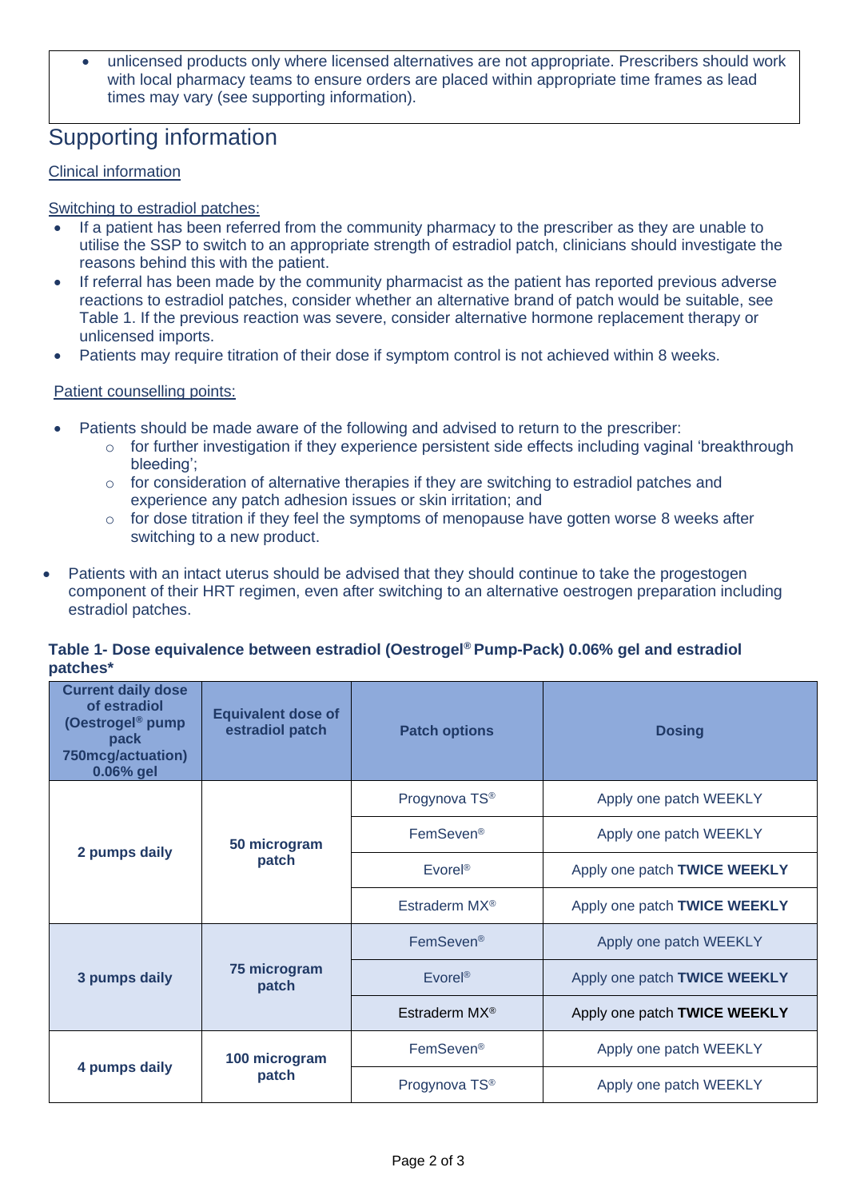- unlicensed products only where licensed alternatives are not appropriate. Prescribers should work with local pharmacy teams to ensure orders are placed within appropriate time frames as lead times may vary (see supporting information).

# Supporting information

Clinical information

Switching to estradiol patches:

- If a patient has been referred from the community pharmacy to the prescriber as they are unable to utilise the SSP to switch to an appropriate strength of estradiol patch, clinicians should investigate the reasons behind this with the patient.
- If referral has been made by the community pharmacist as the patient has reported previous adverse reactions to estradiol patches, consider whether an alternative brand of patch would be suitable, see Table 1. If the previous reaction was severe, consider alternative hormone replacement therapy or unlicensed imports.
- Patients may require titration of their dose if symptom control is not achieved within 8 weeks.

Patient counselling points:

- Patients should be made aware of the following and advised to return to the prescriber:
  - for further investigation if they experience persistent side effects including vaginal 'breakthrough bleeding';
  - for consideration of alternative therapies if they are switching to estradiol patches and experience any patch adhesion issues or skin irritation; and
  - for dose titration if they feel the symptoms of menopause have gotten worse 8 weeks after switching to a new product.
- Patients with an intact uterus should be advised that they should continue to take the progestogen component of their HRT regimen, even after switching to an alternative oestrogen preparation including estradiol patches.

**Table 1- Dose equivalence between estradiol (Oestrogel® Pump-Pack) 0.06% gel and estradiol patches***

| Current daily dose of estradiol (Oestrogel® pump pack 750mcg/actuation) 0.06% gel | Equivalent dose of estradiol patch | Patch options | Dosing |
|---|---|---|---|
| **2 pumps daily** | **50 microgram patch** | Progynova TS® | Apply one patch WEEKLY |
| | | FemSeven® | Apply one patch WEEKLY |
| | | Evorel® | Apply one patch **TWICE WEEKLY** |
| | | Estraderm MX® | Apply one patch **TWICE WEEKLY** |
| **3 pumps daily** | **75 microgram patch** | FemSeven® | Apply one patch WEEKLY |
| | | Evorel® | Apply one patch **TWICE WEEKLY** |
| | | Estraderm MX® | Apply one patch **TWICE WEEKLY** |
| **4 pumps daily** | **100 microgram patch** | FemSeven® | Apply one patch WEEKLY |
| | | Progynova TS® | Apply one patch WEEKLY |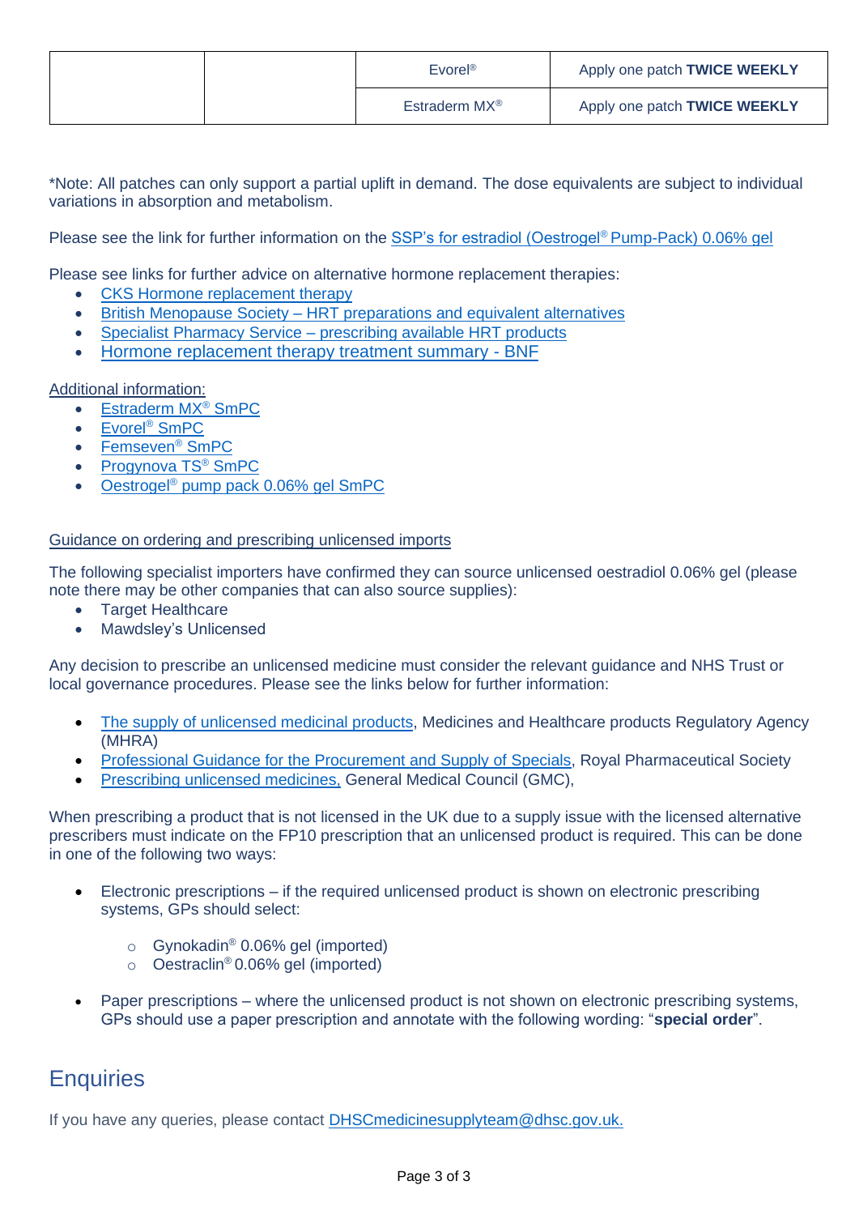| | | | |
|---|---|---|---|
| | | Evorel® | Apply one patch **TWICE WEEKLY** |
| | | Estraderm MX® | Apply one patch **TWICE WEEKLY** |

*Note: All patches can only support a partial uplift in demand. The dose equivalents are subject to individual variations in absorption and metabolism.

Please see the link for further information on the SSP's for estradiol (Oestrogel® Pump-Pack) 0.06% gel

Please see links for further advice on alternative hormone replacement therapies:

- CKS Hormone replacement therapy
- British Menopause Society – HRT preparations and equivalent alternatives
- Specialist Pharmacy Service – prescribing available HRT products
- Hormone replacement therapy treatment summary - BNF

Additional information:

- Estraderm MX® SmPC
- Evorel® SmPC
- Femseven® SmPC
- Progynova TS® SmPC
- Oestrogel® pump pack 0.06% gel SmPC

Guidance on ordering and prescribing unlicensed imports

The following specialist importers have confirmed they can source unlicensed oestradiol 0.06% gel (please note there may be other companies that can also source supplies):

- Target Healthcare
- Mawdsley's Unlicensed

Any decision to prescribe an unlicensed medicine must consider the relevant guidance and NHS Trust or local governance procedures. Please see the links below for further information:

- The supply of unlicensed medicinal products, Medicines and Healthcare products Regulatory Agency (MHRA)
- Professional Guidance for the Procurement and Supply of Specials, Royal Pharmaceutical Society
- Prescribing unlicensed medicines, General Medical Council (GMC),

When prescribing a product that is not licensed in the UK due to a supply issue with the licensed alternative prescribers must indicate on the FP10 prescription that an unlicensed product is required. This can be done in one of the following two ways:

- Electronic prescriptions – if the required unlicensed product is shown on electronic prescribing systems, GPs should select:
    - Gynokadin® 0.06% gel (imported)
    - Oestraclin® 0.06% gel (imported)
- Paper prescriptions – where the unlicensed product is not shown on electronic prescribing systems, GPs should use a paper prescription and annotate with the following wording: "**special order**".

## Enquiries

If you have any queries, please contact DHSCmedicinesupplyteam@dhsc.gov.uk.